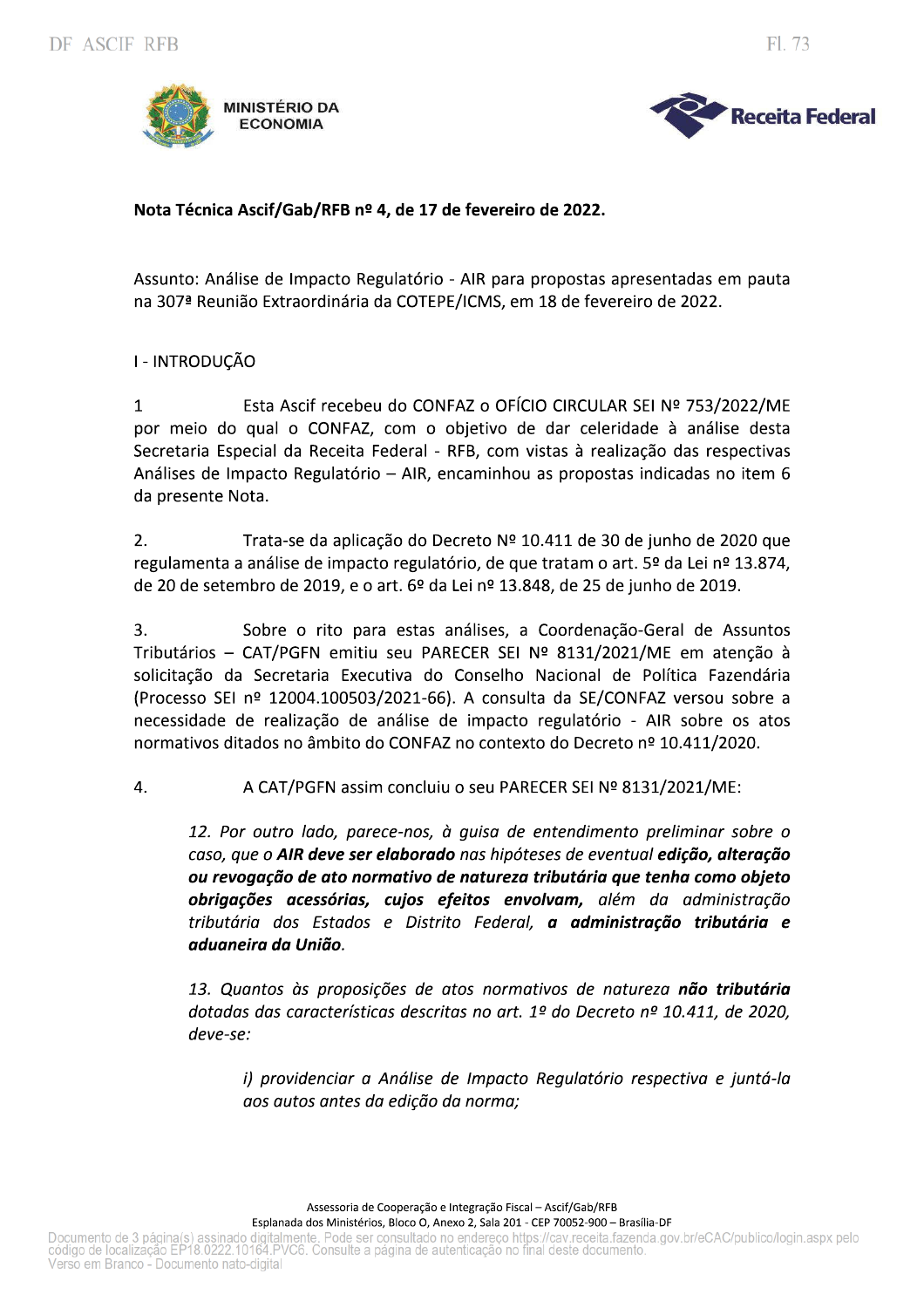MINISTÉRIO DA ECONOMIA

Receita Federal

**Nota Técnica Ascif/Gab/RFB nº 4, de 17 de fevereiro de 2022.**

Assunto: Análise de Impacto Regulatório - AIR para propostas apresentadas em pauta na 307ª Reunião Extraordinária da COTEPE/ICMS, em 18 de fevereiro de 2022.

I - INTRODUÇÃO

1 Esta Ascif recebeu do CONFAZ o OFÍCIO CIRCULAR SEI Nº 753/2022/ME por meio do qual o CONFAZ, com o objetivo de dar celeridade à análise desta Secretaria Especial da Receita Federal - RFB, com vistas à realização das respectivas Análises de Impacto Regulatório – AIR, encaminhou as propostas indicadas no item 6 da presente Nota.

2. Trata-se da aplicação do Decreto Nº 10.411 de 30 de junho de 2020 que regulamenta a análise de impacto regulatório, de que tratam o art. 5º da Lei nº 13.874, de 20 de setembro de 2019, e o art. 6º da Lei nº 13.848, de 25 de junho de 2019.

3. Sobre o rito para estas análises, a Coordenação-Geral de Assuntos Tributários – CAT/PGFN emitiu seu PARECER SEI Nº 8131/2021/ME em atenção à solicitação da Secretaria Executiva do Conselho Nacional de Política Fazendária (Processo SEI nº 12004.100503/2021-66). A consulta da SE/CONFAZ versou sobre a necessidade de realização de análise de impacto regulatório - AIR sobre os atos normativos ditados no âmbito do CONFAZ no contexto do Decreto nº 10.411/2020.

4. A CAT/PGFN assim concluiu o seu PARECER SEI Nº 8131/2021/ME:

> *12. Por outro lado, parece-nos, à guisa de entendimento preliminar sobre o caso, que o **AIR deve ser elaborado** nas hipóteses de eventual **edição, alteração ou revogação de ato normativo de natureza tributária que tenha como objeto obrigações acessórias, cujos efeitos envolvam,** além da administração tributária dos Estados e Distrito Federal, **a administração tributária e aduaneira da União**.*
>
> *13. Quantos às proposições de atos normativos de natureza **não tributária** dotadas das características descritas no art. 1º do Decreto nº 10.411, de 2020, deve-se:*
>
> > *i) providenciar a Análise de Impacto Regulatório respectiva e juntá-la aos autos antes da edição da norma;*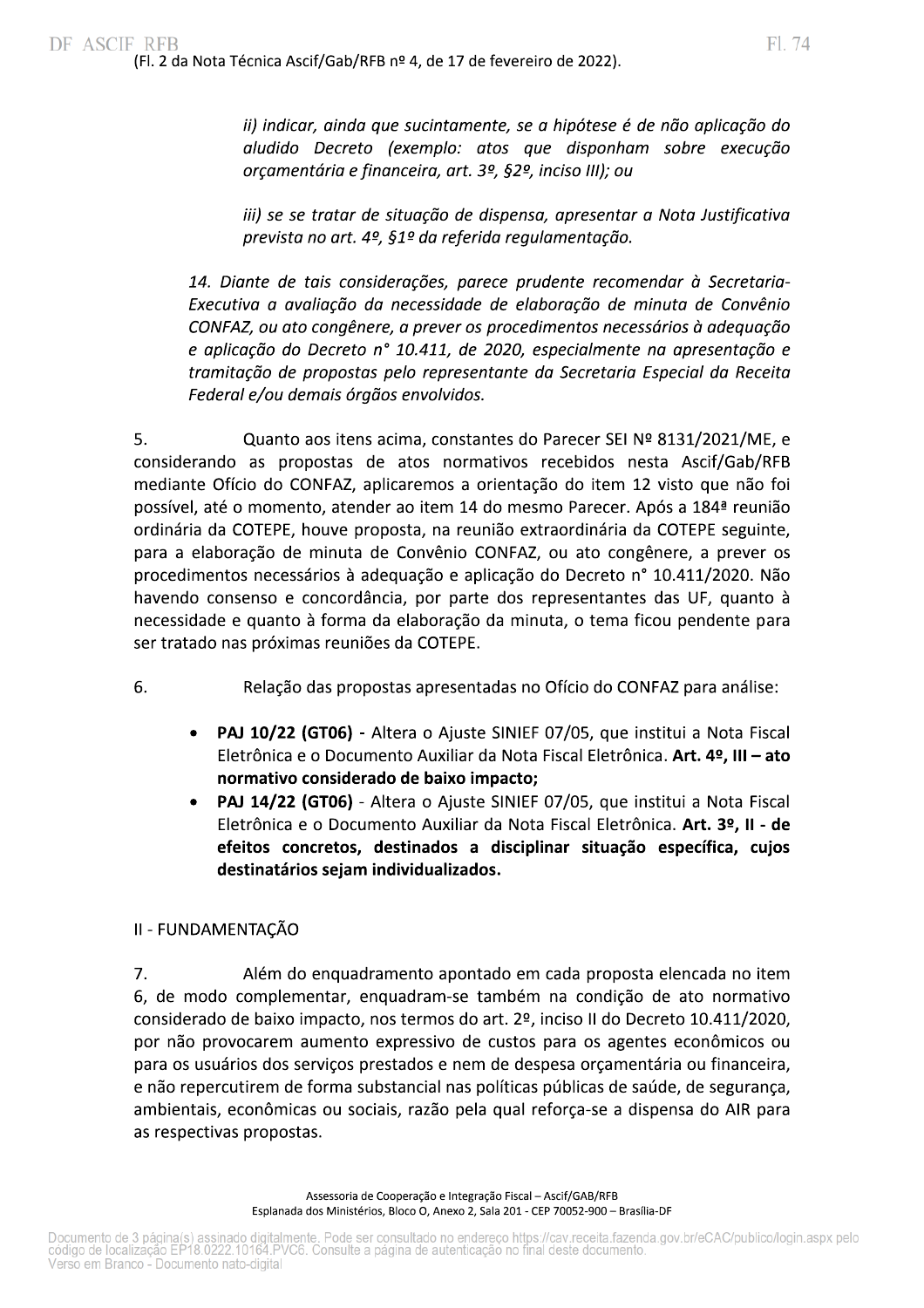*ii) indicar, ainda que sucintamente, se a hipótese é de não aplicação do aludido Decreto (exemplo: atos que disponham sobre execução orçamentária e financeira, art. 3º, §2º, inciso III); ou*

*iii) se se tratar de situação de dispensa, apresentar a Nota Justificativa prevista no art. 4º, §1º da referida regulamentação.*

*14. Diante de tais considerações, parece prudente recomendar à Secretaria-Executiva a avaliação da necessidade de elaboração de minuta de Convênio CONFAZ, ou ato congênere, a prever os procedimentos necessários à adequação e aplicação do Decreto n° 10.411, de 2020, especialmente na apresentação e tramitação de propostas pelo representante da Secretaria Especial da Receita Federal e/ou demais órgãos envolvidos.*

5. Quanto aos itens acima, constantes do Parecer SEI Nº 8131/2021/ME, e considerando as propostas de atos normativos recebidos nesta Ascif/Gab/RFB mediante Ofício do CONFAZ, aplicaremos a orientação do item 12 visto que não foi possível, até o momento, atender ao item 14 do mesmo Parecer. Após a 184ª reunião ordinária da COTEPE, houve proposta, na reunião extraordinária da COTEPE seguinte, para a elaboração de minuta de Convênio CONFAZ, ou ato congênere, a prever os procedimentos necessários à adequação e aplicação do Decreto n° 10.411/2020. Não havendo consenso e concordância, por parte dos representantes das UF, quanto à necessidade e quanto à forma da elaboração da minuta, o tema ficou pendente para ser tratado nas próximas reuniões da COTEPE.

6. Relação das propostas apresentadas no Ofício do CONFAZ para análise:

- **PAJ 10/22 (GT06)** - Altera o Ajuste SINIEF 07/05, que institui a Nota Fiscal Eletrônica e o Documento Auxiliar da Nota Fiscal Eletrônica. **Art. 4º, III – ato normativo considerado de baixo impacto;**
- **PAJ 14/22 (GT06)** - Altera o Ajuste SINIEF 07/05, que institui a Nota Fiscal Eletrônica e o Documento Auxiliar da Nota Fiscal Eletrônica. **Art. 3º, II - de efeitos concretos, destinados a disciplinar situação específica, cujos destinatários sejam individualizados.**

## II - FUNDAMENTAÇÃO

7. Além do enquadramento apontado em cada proposta elencada no item 6, de modo complementar, enquadram-se também na condição de ato normativo considerado de baixo impacto, nos termos do art. 2º, inciso II do Decreto 10.411/2020, por não provocarem aumento expressivo de custos para os agentes econômicos ou para os usuários dos serviços prestados e nem de despesa orçamentária ou financeira, e não repercutirem de forma substancial nas políticas públicas de saúde, de segurança, ambientais, econômicas ou sociais, razão pela qual reforça-se a dispensa do AIR para as respectivas propostas.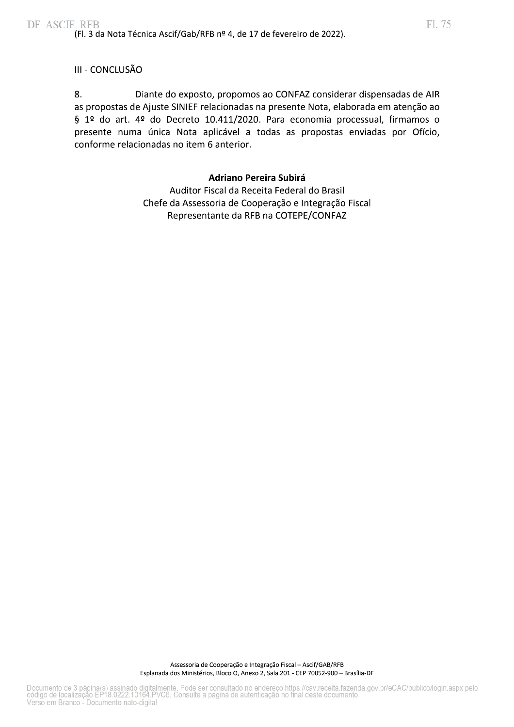(Fl. 3 da Nota Técnica Ascif/Gab/RFB nº 4, de 17 de fevereiro de 2022).

## III - CONCLUSÃO

8. Diante do exposto, propomos ao CONFAZ considerar dispensadas de AIR as propostas de Ajuste SINIEF relacionadas na presente Nota, elaborada em atenção ao § 1º do art. 4º do Decreto 10.411/2020. Para economia processual, firmamos o presente numa única Nota aplicável a todas as propostas enviadas por Ofício, conforme relacionadas no item 6 anterior.

**Adriano Pereira Subirá**
Auditor Fiscal da Receita Federal do Brasil
Chefe da Assessoria de Cooperação e Integração Fiscal
Representante da RFB na COTEPE/CONFAZ

Assessoria de Cooperação e Integração Fiscal – Ascif/GAB/RFB
Esplanada dos Ministérios, Bloco O, Anexo 2, Sala 201 - CEP 70052-900 – Brasília-DF

Documento de 3 página(s) assinado digitalmente. Pode ser consultado no endereço https://cav.receita.fazenda.gov.br/eCAC/publico/login.aspx pelo código de localização EP18.0222.10164.PVC6. Consulte a página de autenticação no final deste documento.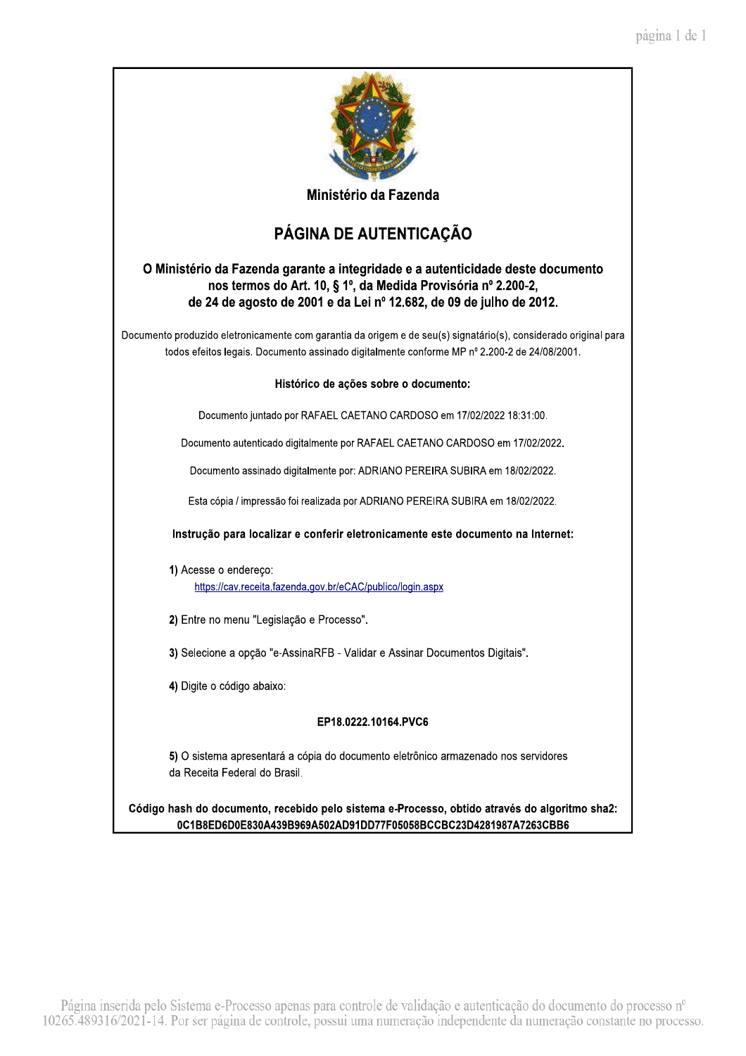Ministério da Fazenda

# PÁGINA DE AUTENTICAÇÃO

**O Ministério da Fazenda garante a integridade e a autenticidade deste documento nos termos do Art. 10, § 1º, da Medida Provisória nº 2.200-2, de 24 de agosto de 2001 e da Lei nº 12.682, de 09 de julho de 2012.**

Documento produzido eletronicamente com garantia da origem e de seu(s) signatário(s), considerado original para todos efeitos legais. Documento assinado digitalmente conforme MP nº 2.200-2 de 24/08/2001.

**Histórico de ações sobre o documento:**

Documento juntado por RAFAEL CAETANO CARDOSO em 17/02/2022 18:31:00.

Documento autenticado digitalmente por RAFAEL CAETANO CARDOSO em 17/02/2022.

Documento assinado digitalmente por: ADRIANO PEREIRA SUBIRA em 18/02/2022.

Esta cópia / impressão foi realizada por ADRIANO PEREIRA SUBIRA em 18/02/2022.

**Instrução para localizar e conferir eletronicamente este documento na Internet:**

**1)** Acesse o endereço:
https://cav.receita.fazenda.gov.br/eCAC/publico/login.aspx

**2)** Entre no menu "Legislação e Processo".

**3)** Selecione a opção "e-AssinaRFB - Validar e Assinar Documentos Digitais".

**4)** Digite o código abaixo:

**EP18.0222.10164.PVC6**

**5)** O sistema apresentará a cópia do documento eletrônico armazenado nos servidores da Receita Federal do Brasil.

**Código hash do documento, recebido pelo sistema e-Processo, obtido através do algoritmo sha2:**
**0C1B8ED6D0E830A439B969A502AD91DD77F05058BCCBC23D4281987A7263CBB6**

Página inserida pelo Sistema e-Processo apenas para controle de validação e autenticação do documento do processo nº 10265.489316/2021-14. Por ser página de controle, possui uma numeração independente da numeração constante no processo.